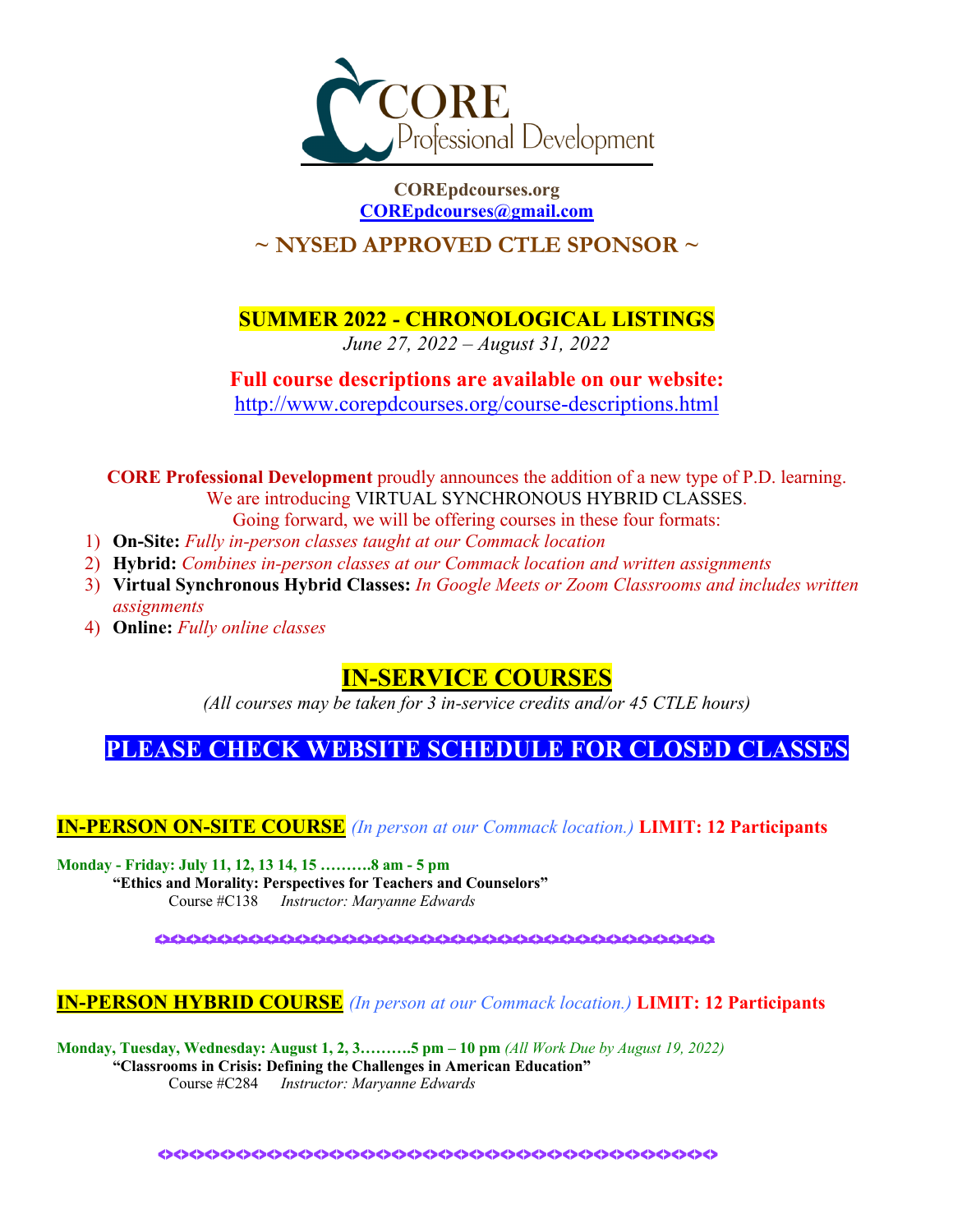# CORE Professional Development

**COREpdcourses.org**
**COREpdcourses@gmail.com**

## ~ NYSED APPROVED CTLE SPONSOR ~

## SUMMER 2022 - CHRONOLOGICAL LISTINGS

*June 27, 2022 – August 31, 2022*

**Full course descriptions are available on our website:**
http://www.corepdcourses.org/course-descriptions.html

**CORE Professional Development** proudly announces the addition of a new type of P.D. learning. We are introducing VIRTUAL SYNCHRONOUS HYBRID CLASSES. Going forward, we will be offering courses in these four formats:

1) **On-Site:** *Fully in-person classes taught at our Commack location*
2) **Hybrid:** *Combines in-person classes at our Commack location and written assignments*
3) **Virtual Synchronous Hybrid Classes:** *In Google Meets or Zoom Classrooms and includes written assignments*
4) **Online:** *Fully online classes*

## IN-SERVICE COURSES

*(All courses may be taken for 3 in-service credits and/or 45 CTLE hours)*

## PLEASE CHECK WEBSITE SCHEDULE FOR CLOSED CLASSES

### IN-PERSON ON-SITE COURSE *(In person at our Commack location.)* LIMIT: 12 Participants

**Monday - Friday: July 11, 12, 13 14, 15 ……….8 am - 5 pm**
**"Ethics and Morality: Perspectives for Teachers and Counselors"**
Course #C138 *Instructor: Maryanne Edwards*

### IN-PERSON HYBRID COURSE *(In person at our Commack location.)* LIMIT: 12 Participants

**Monday, Tuesday, Wednesday: August 1, 2, 3……….5 pm – 10 pm** *(All Work Due by August 19, 2022)*
**"Classrooms in Crisis: Defining the Challenges in American Education"**
Course #C284 *Instructor: Maryanne Edwards*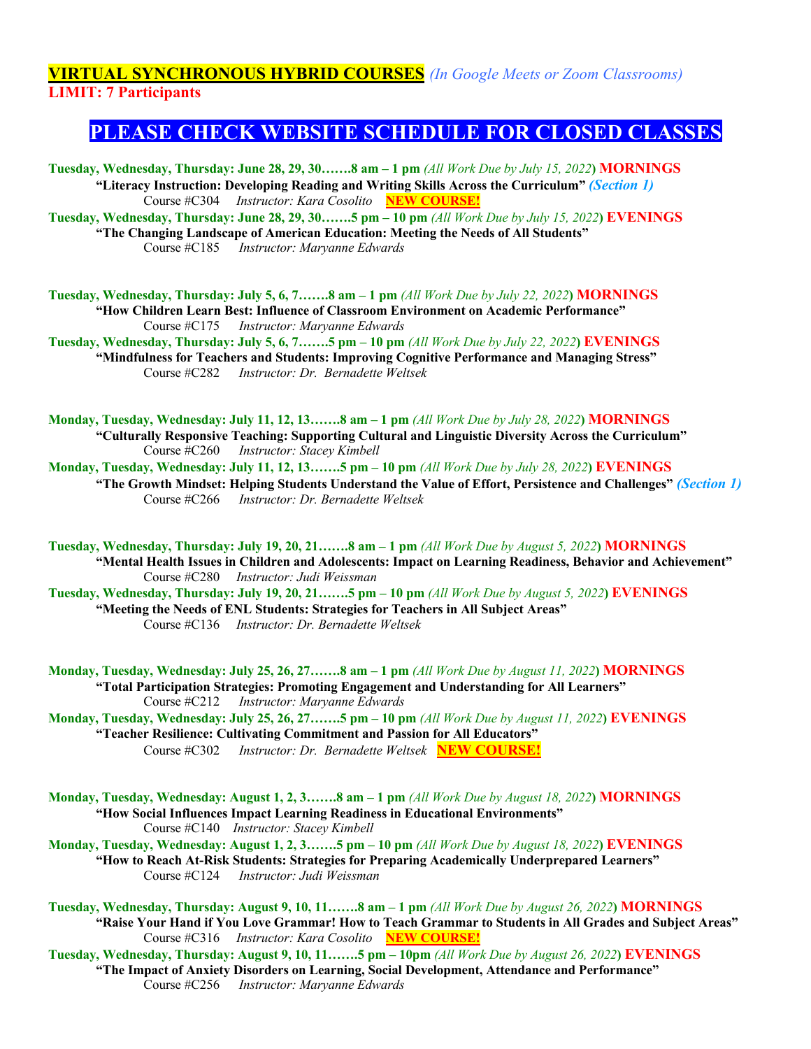**VIRTUAL SYNCHRONOUS HYBRID COURSES** *(In Google Meets or Zoom Classrooms)*
**LIMIT: 7 Participants**

## PLEASE CHECK WEBSITE SCHEDULE FOR CLOSED CLASSES

**Tuesday, Wednesday, Thursday: June 28, 29, 30…….8 am – 1 pm** *(All Work Due by July 15, 2022)* **MORNINGS**
**"Literacy Instruction: Developing Reading and Writing Skills Across the Curriculum"** ***(Section 1)***
Course #C304 *Instructor: Kara Cosolito* **NEW COURSE!**

**Tuesday, Wednesday, Thursday: June 28, 29, 30…….5 pm – 10 pm** *(All Work Due by July 15, 2022)* **EVENINGS**
**"The Changing Landscape of American Education: Meeting the Needs of All Students"**
Course #C185 *Instructor: Maryanne Edwards*

**Tuesday, Wednesday, Thursday: July 5, 6, 7…….8 am – 1 pm** *(All Work Due by July 22, 2022)* **MORNINGS**
**"How Children Learn Best: Influence of Classroom Environment on Academic Performance"**
Course #C175 *Instructor: Maryanne Edwards*

**Tuesday, Wednesday, Thursday: July 5, 6, 7…….5 pm – 10 pm** *(All Work Due by July 22, 2022)* **EVENINGS**
**"Mindfulness for Teachers and Students: Improving Cognitive Performance and Managing Stress"**
Course #C282 *Instructor: Dr. Bernadette Weltsek*

**Monday, Tuesday, Wednesday: July 11, 12, 13…….8 am – 1 pm** *(All Work Due by July 28, 2022)* **MORNINGS**
**"Culturally Responsive Teaching: Supporting Cultural and Linguistic Diversity Across the Curriculum"**
Course #C260 *Instructor: Stacey Kimbell*

**Monday, Tuesday, Wednesday: July 11, 12, 13…….5 pm – 10 pm** *(All Work Due by July 28, 2022)* **EVENINGS**
**"The Growth Mindset: Helping Students Understand the Value of Effort, Persistence and Challenges"** ***(Section 1)***
Course #C266 *Instructor: Dr. Bernadette Weltsek*

**Tuesday, Wednesday, Thursday: July 19, 20, 21…….8 am – 1 pm** *(All Work Due by August 5, 2022)* **MORNINGS**
**"Mental Health Issues in Children and Adolescents: Impact on Learning Readiness, Behavior and Achievement"**
Course #C280 *Instructor: Judi Weissman*

**Tuesday, Wednesday, Thursday: July 19, 20, 21…….5 pm – 10 pm** *(All Work Due by August 5, 2022)* **EVENINGS**
**"Meeting the Needs of ENL Students: Strategies for Teachers in All Subject Areas"**
Course #C136 *Instructor: Dr. Bernadette Weltsek*

**Monday, Tuesday, Wednesday: July 25, 26, 27…….8 am – 1 pm** *(All Work Due by August 11, 2022)* **MORNINGS**
**"Total Participation Strategies: Promoting Engagement and Understanding for All Learners"**
Course #C212 *Instructor: Maryanne Edwards*

**Monday, Tuesday, Wednesday: July 25, 26, 27…….5 pm – 10 pm** *(All Work Due by August 11, 2022)* **EVENINGS**
**"Teacher Resilience: Cultivating Commitment and Passion for All Educators"**
Course #C302 *Instructor: Dr. Bernadette Weltsek* **NEW COURSE!**

**Monday, Tuesday, Wednesday: August 1, 2, 3…….8 am – 1 pm** *(All Work Due by August 18, 2022)* **MORNINGS**
**"How Social Influences Impact Learning Readiness in Educational Environments"**
Course #C140 *Instructor: Stacey Kimbell*

**Monday, Tuesday, Wednesday: August 1, 2, 3…….5 pm – 10 pm** *(All Work Due by August 18, 2022)* **EVENINGS**
**"How to Reach At-Risk Students: Strategies for Preparing Academically Underprepared Learners"**
Course #C124 *Instructor: Judi Weissman*

**Tuesday, Wednesday, Thursday: August 9, 10, 11…….8 am – 1 pm** *(All Work Due by August 26, 2022)* **MORNINGS**
**"Raise Your Hand if You Love Grammar! How to Teach Grammar to Students in All Grades and Subject Areas"**
Course #C316 *Instructor: Kara Cosolito* **NEW COURSE!**

**Tuesday, Wednesday, Thursday: August 9, 10, 11…….5 pm – 10pm** *(All Work Due by August 26, 2022)* **EVENINGS**
**"The Impact of Anxiety Disorders on Learning, Social Development, Attendance and Performance"**
Course #C256 *Instructor: Maryanne Edwards*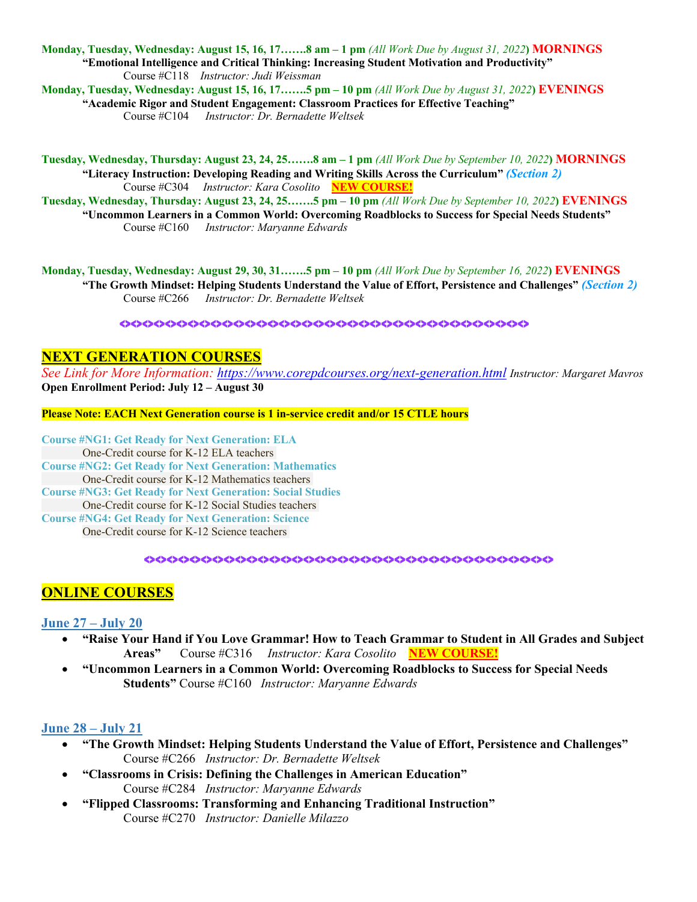**Monday, Tuesday, Wednesday: August 15, 16, 17…….8 am – 1 pm** *(All Work Due by August 31, 2022)* **MORNINGS**

**"Emotional Intelligence and Critical Thinking: Increasing Student Motivation and Productivity"**
Course #C118 *Instructor: Judi Weissman*

**Monday, Tuesday, Wednesday: August 15, 16, 17…….5 pm – 10 pm** *(All Work Due by August 31, 2022)* **EVENINGS**

**"Academic Rigor and Student Engagement: Classroom Practices for Effective Teaching"**
Course #C104 *Instructor: Dr. Bernadette Weltsek*

**Tuesday, Wednesday, Thursday: August 23, 24, 25…….8 am – 1 pm** *(All Work Due by September 10, 2022)* **MORNINGS**

**"Literacy Instruction: Developing Reading and Writing Skills Across the Curriculum"** ***(Section 2)***
Course #C304 *Instructor: Kara Cosolito* **NEW COURSE!**

**Tuesday, Wednesday, Thursday: August 23, 24, 25…….5 pm – 10 pm** *(All Work Due by September 10, 2022)* **EVENINGS**

**"Uncommon Learners in a Common World: Overcoming Roadblocks to Success for Special Needs Students"**
Course #C160 *Instructor: Maryanne Edwards*

**Monday, Tuesday, Wednesday: August 29, 30, 31…….5 pm – 10 pm** *(All Work Due by September 16, 2022)* **EVENINGS**

**"The Growth Mindset: Helping Students Understand the Value of Effort, Persistence and Challenges"** ***(Section 2)***
Course #C266 *Instructor: Dr. Bernadette Weltsek*

## NEXT GENERATION COURSES

*See Link for More Information:* *https://www.corepdcourses.org/next-generation.html* *Instructor: Margaret Mavros*
**Open Enrollment Period: July 12 – August 30**

**Please Note: EACH Next Generation course is 1 in-service credit and/or 15 CTLE hours**

**Course #NG1: Get Ready for Next Generation: ELA**
One-Credit course for K-12 ELA teachers

**Course #NG2: Get Ready for Next Generation: Mathematics**
One-Credit course for K-12 Mathematics teachers

**Course #NG3: Get Ready for Next Generation: Social Studies**
One-Credit course for K-12 Social Studies teachers

**Course #NG4: Get Ready for Next Generation: Science**
One-Credit course for K-12 Science teachers

## ONLINE COURSES

### June 27 – July 20

- **"Raise Your Hand if You Love Grammar! How to Teach Grammar to Student in All Grades and Subject Areas"** Course #C316 *Instructor: Kara Cosolito* **NEW COURSE!**
- **"Uncommon Learners in a Common World: Overcoming Roadblocks to Success for Special Needs Students"** Course #C160 *Instructor: Maryanne Edwards*

### June 28 – July 21

- **"The Growth Mindset: Helping Students Understand the Value of Effort, Persistence and Challenges"** Course #C266 *Instructor: Dr. Bernadette Weltsek*
- **"Classrooms in Crisis: Defining the Challenges in American Education"** Course #C284 *Instructor: Maryanne Edwards*
- **"Flipped Classrooms: Transforming and Enhancing Traditional Instruction"** Course #C270 *Instructor: Danielle Milazzo*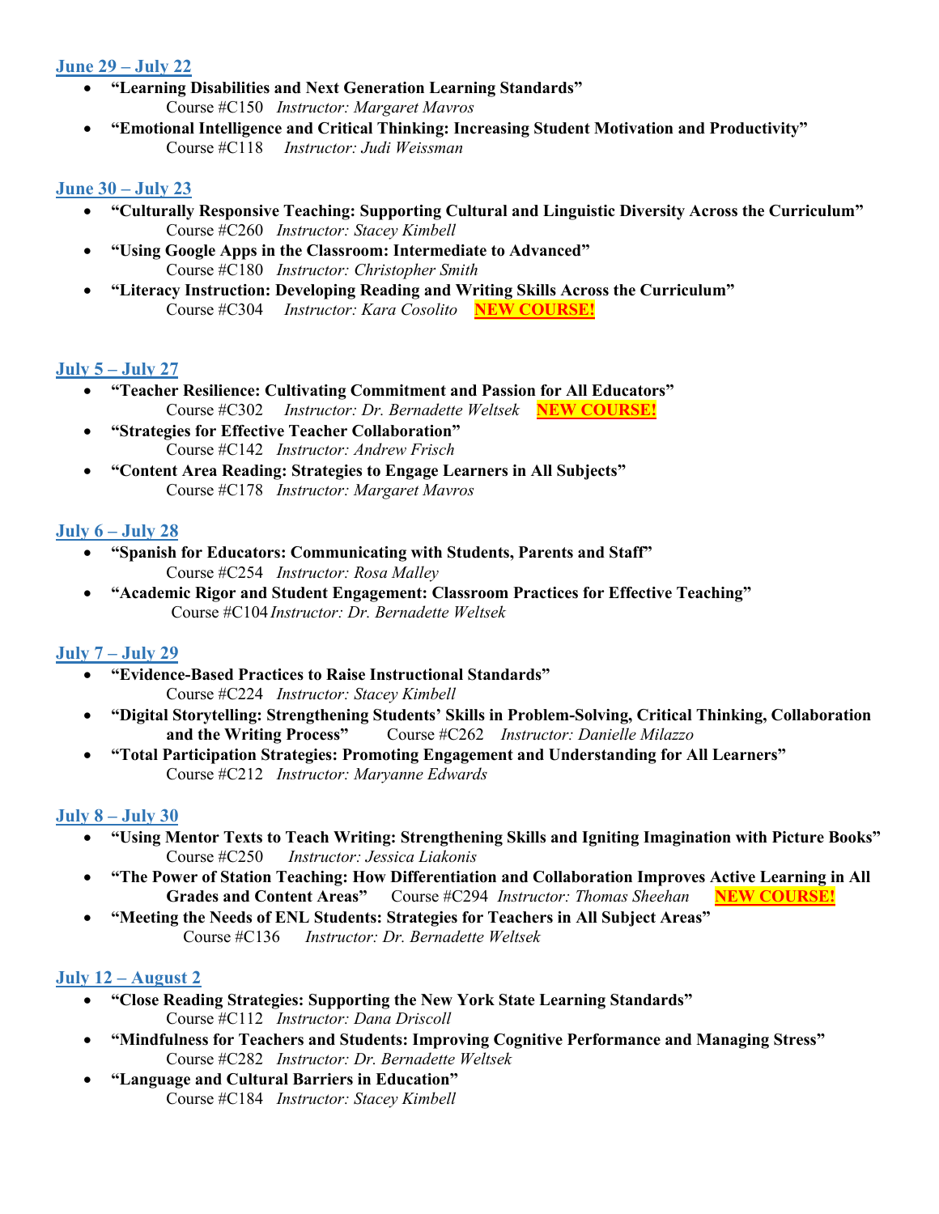**June 29 – July 22**

- **"Learning Disabilities and Next Generation Learning Standards"**
  Course #C150 *Instructor: Margaret Mavros*
- **"Emotional Intelligence and Critical Thinking: Increasing Student Motivation and Productivity"**
  Course #C118 *Instructor: Judi Weissman*

**June 30 – July 23**

- **"Culturally Responsive Teaching: Supporting Cultural and Linguistic Diversity Across the Curriculum"**
  Course #C260 *Instructor: Stacey Kimbell*
- **"Using Google Apps in the Classroom: Intermediate to Advanced"**
  Course #C180 *Instructor: Christopher Smith*
- **"Literacy Instruction: Developing Reading and Writing Skills Across the Curriculum"**
  Course #C304 *Instructor: Kara Cosolito* **NEW COURSE!**

**July 5 – July 27**

- **"Teacher Resilience: Cultivating Commitment and Passion for All Educators"**
  Course #C302 *Instructor: Dr. Bernadette Weltsek* **NEW COURSE!**
- **"Strategies for Effective Teacher Collaboration"**
  Course #C142 *Instructor: Andrew Frisch*
- **"Content Area Reading: Strategies to Engage Learners in All Subjects"**
  Course #C178 *Instructor: Margaret Mavros*

**July 6 – July 28**

- **"Spanish for Educators: Communicating with Students, Parents and Staff"**
  Course #C254 *Instructor: Rosa Malley*
- **"Academic Rigor and Student Engagement: Classroom Practices for Effective Teaching"**
  Course #C104 *Instructor: Dr. Bernadette Weltsek*

**July 7 – July 29**

- **"Evidence-Based Practices to Raise Instructional Standards"**
  Course #C224 *Instructor: Stacey Kimbell*
- **"Digital Storytelling: Strengthening Students' Skills in Problem-Solving, Critical Thinking, Collaboration and the Writing Process"** Course #C262 *Instructor: Danielle Milazzo*
- **"Total Participation Strategies: Promoting Engagement and Understanding for All Learners"**
  Course #C212 *Instructor: Maryanne Edwards*

**July 8 – July 30**

- **"Using Mentor Texts to Teach Writing: Strengthening Skills and Igniting Imagination with Picture Books"**
  Course #C250 *Instructor: Jessica Liakonis*
- **"The Power of Station Teaching: How Differentiation and Collaboration Improves Active Learning in All Grades and Content Areas"** Course #C294 *Instructor: Thomas Sheehan* **NEW COURSE!**
- **"Meeting the Needs of ENL Students: Strategies for Teachers in All Subject Areas"**
  Course #C136 *Instructor: Dr. Bernadette Weltsek*

**July 12 – August 2**

- **"Close Reading Strategies: Supporting the New York State Learning Standards"**
  Course #C112 *Instructor: Dana Driscoll*
- **"Mindfulness for Teachers and Students: Improving Cognitive Performance and Managing Stress"**
  Course #C282 *Instructor: Dr. Bernadette Weltsek*
- **"Language and Cultural Barriers in Education"**
  Course #C184 *Instructor: Stacey Kimbell*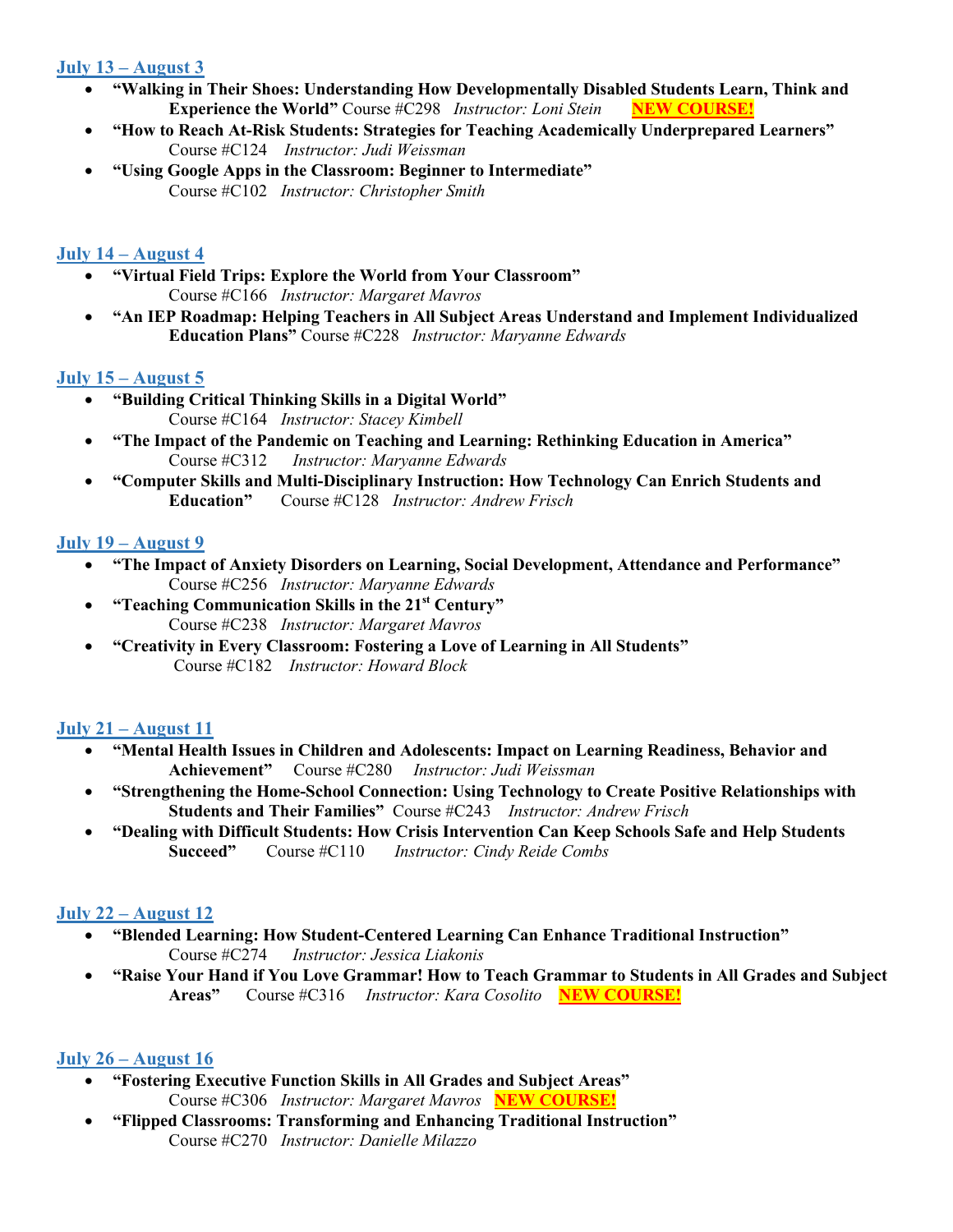### July 13 – August 3

- **"Walking in Their Shoes: Understanding How Developmentally Disabled Students Learn, Think and Experience the World"** Course #C298 *Instructor: Loni Stein* **NEW COURSE!**
- **"How to Reach At-Risk Students: Strategies for Teaching Academically Underprepared Learners"** Course #C124 *Instructor: Judi Weissman*
- **"Using Google Apps in the Classroom: Beginner to Intermediate"** Course #C102 *Instructor: Christopher Smith*

### July 14 – August 4

- **"Virtual Field Trips: Explore the World from Your Classroom"** Course #C166 *Instructor: Margaret Mavros*
- **"An IEP Roadmap: Helping Teachers in All Subject Areas Understand and Implement Individualized Education Plans"** Course #C228 *Instructor: Maryanne Edwards*

### July 15 – August 5

- **"Building Critical Thinking Skills in a Digital World"** Course #C164 *Instructor: Stacey Kimbell*
- **"The Impact of the Pandemic on Teaching and Learning: Rethinking Education in America"** Course #C312 *Instructor: Maryanne Edwards*
- **"Computer Skills and Multi-Disciplinary Instruction: How Technology Can Enrich Students and Education"** Course #C128 *Instructor: Andrew Frisch*

### July 19 – August 9

- **"The Impact of Anxiety Disorders on Learning, Social Development, Attendance and Performance"** Course #C256 *Instructor: Maryanne Edwards*
- **"Teaching Communication Skills in the 21st Century"** Course #C238 *Instructor: Margaret Mavros*
- **"Creativity in Every Classroom: Fostering a Love of Learning in All Students"** Course #C182 *Instructor: Howard Block*

### July 21 – August 11

- **"Mental Health Issues in Children and Adolescents: Impact on Learning Readiness, Behavior and Achievement"** Course #C280 *Instructor: Judi Weissman*
- **"Strengthening the Home-School Connection: Using Technology to Create Positive Relationships with Students and Their Families"** Course #C243 *Instructor: Andrew Frisch*
- **"Dealing with Difficult Students: How Crisis Intervention Can Keep Schools Safe and Help Students Succeed"** Course #C110 *Instructor: Cindy Reide Combs*

### July 22 – August 12

- **"Blended Learning: How Student-Centered Learning Can Enhance Traditional Instruction"** Course #C274 *Instructor: Jessica Liakonis*
- **"Raise Your Hand if You Love Grammar! How to Teach Grammar to Students in All Grades and Subject Areas"** Course #C316 *Instructor: Kara Cosolito* **NEW COURSE!**

### July 26 – August 16

- **"Fostering Executive Function Skills in All Grades and Subject Areas"** Course #C306 *Instructor: Margaret Mavros* **NEW COURSE!**
- **"Flipped Classrooms: Transforming and Enhancing Traditional Instruction"** Course #C270 *Instructor: Danielle Milazzo*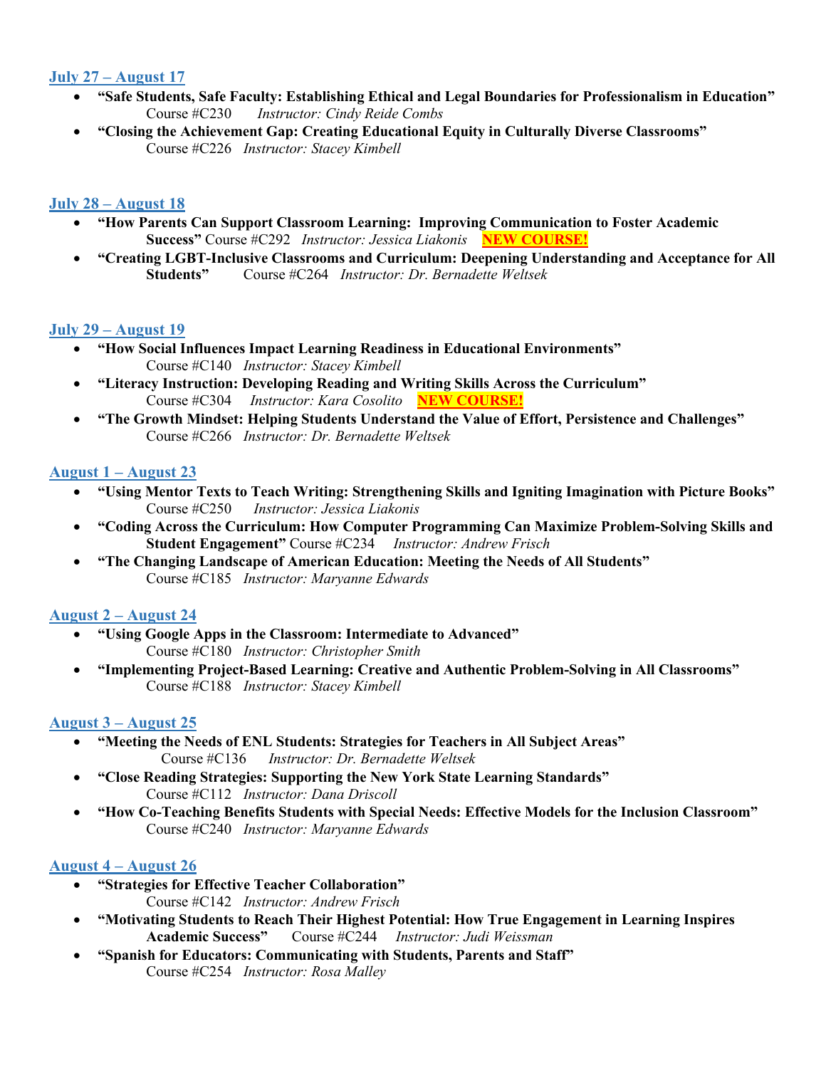## July 27 – August 17

- **"Safe Students, Safe Faculty: Establishing Ethical and Legal Boundaries for Professionalism in Education"** Course #C230 *Instructor: Cindy Reide Combs*
- **"Closing the Achievement Gap: Creating Educational Equity in Culturally Diverse Classrooms"** Course #C226 *Instructor: Stacey Kimbell*

## July 28 – August 18

- **"How Parents Can Support Classroom Learning: Improving Communication to Foster Academic Success"** Course #C292 *Instructor: Jessica Liakonis* **NEW COURSE!**
- **"Creating LGBT-Inclusive Classrooms and Curriculum: Deepening Understanding and Acceptance for All Students"** Course #C264 *Instructor: Dr. Bernadette Weltsek*

## July 29 – August 19

- **"How Social Influences Impact Learning Readiness in Educational Environments"** Course #C140 *Instructor: Stacey Kimbell*
- **"Literacy Instruction: Developing Reading and Writing Skills Across the Curriculum"** Course #C304 *Instructor: Kara Cosolito* **NEW COURSE!**
- **"The Growth Mindset: Helping Students Understand the Value of Effort, Persistence and Challenges"** Course #C266 *Instructor: Dr. Bernadette Weltsek*

## August 1 – August 23

- **"Using Mentor Texts to Teach Writing: Strengthening Skills and Igniting Imagination with Picture Books"** Course #C250 *Instructor: Jessica Liakonis*
- **"Coding Across the Curriculum: How Computer Programming Can Maximize Problem-Solving Skills and Student Engagement"** Course #C234 *Instructor: Andrew Frisch*
- **"The Changing Landscape of American Education: Meeting the Needs of All Students"** Course #C185 *Instructor: Maryanne Edwards*

## August 2 – August 24

- **"Using Google Apps in the Classroom: Intermediate to Advanced"** Course #C180 *Instructor: Christopher Smith*
- **"Implementing Project-Based Learning: Creative and Authentic Problem-Solving in All Classrooms"** Course #C188 *Instructor: Stacey Kimbell*

## August 3 – August 25

- **"Meeting the Needs of ENL Students: Strategies for Teachers in All Subject Areas"** Course #C136 *Instructor: Dr. Bernadette Weltsek*
- **"Close Reading Strategies: Supporting the New York State Learning Standards"** Course #C112 *Instructor: Dana Driscoll*
- **"How Co-Teaching Benefits Students with Special Needs: Effective Models for the Inclusion Classroom"** Course #C240 *Instructor: Maryanne Edwards*

## August 4 – August 26

- **"Strategies for Effective Teacher Collaboration"** Course #C142 *Instructor: Andrew Frisch*
- **"Motivating Students to Reach Their Highest Potential: How True Engagement in Learning Inspires Academic Success"** Course #C244 *Instructor: Judi Weissman*
- **"Spanish for Educators: Communicating with Students, Parents and Staff"** Course #C254 *Instructor: Rosa Malley*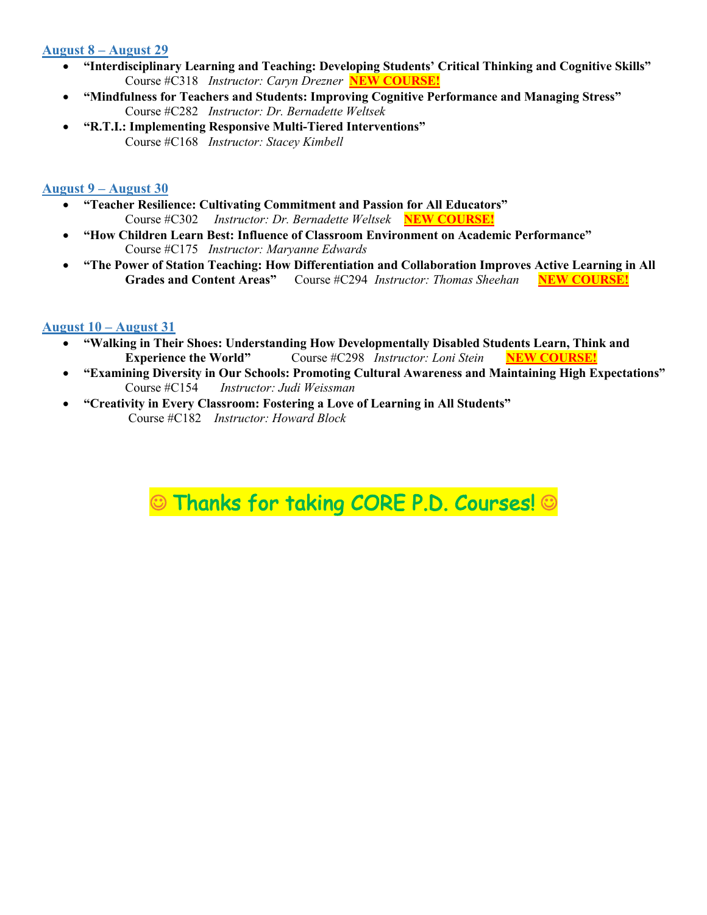**August 8 – August 29**

- **"Interdisciplinary Learning and Teaching: Developing Students' Critical Thinking and Cognitive Skills"**
  Course #C318 *Instructor: Caryn Drezner* **NEW COURSE!**
- **"Mindfulness for Teachers and Students: Improving Cognitive Performance and Managing Stress"**
  Course #C282 *Instructor: Dr. Bernadette Weltsek*
- **"R.T.I.: Implementing Responsive Multi-Tiered Interventions"**
  Course #C168 *Instructor: Stacey Kimbell*

**August 9 – August 30**

- **"Teacher Resilience: Cultivating Commitment and Passion for All Educators"**
  Course #C302 *Instructor: Dr. Bernadette Weltsek* **NEW COURSE!**
- **"How Children Learn Best: Influence of Classroom Environment on Academic Performance"**
  Course #C175 *Instructor: Maryanne Edwards*
- **"The Power of Station Teaching: How Differentiation and Collaboration Improves Active Learning in All Grades and Content Areas"** Course #C294 *Instructor: Thomas Sheehan* **NEW COURSE!**

**August 10 – August 31**

- **"Walking in Their Shoes: Understanding How Developmentally Disabled Students Learn, Think and Experience the World"** Course #C298 *Instructor: Loni Stein* **NEW COURSE!**
- **"Examining Diversity in Our Schools: Promoting Cultural Awareness and Maintaining High Expectations"**
  Course #C154 *Instructor: Judi Weissman*
- **"Creativity in Every Classroom: Fostering a Love of Learning in All Students"**
  Course #C182 *Instructor: Howard Block*

☺ Thanks for taking CORE P.D. Courses! ☺